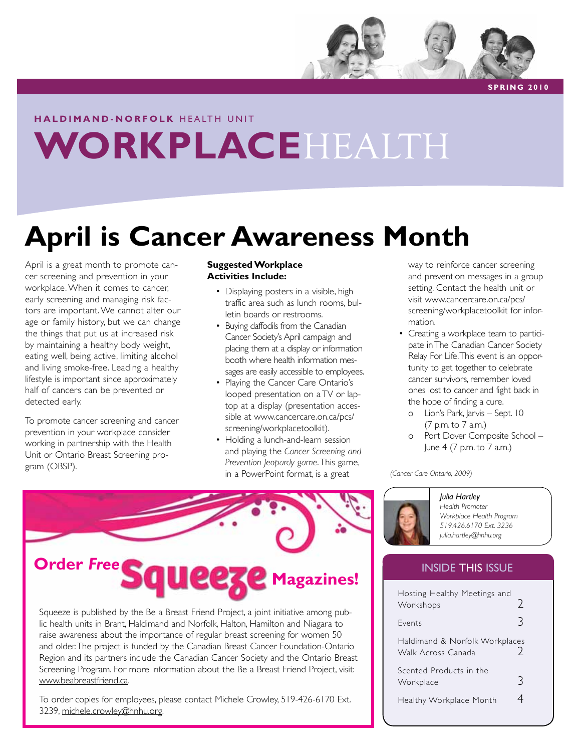SPRING 2010

**HALDIMAND-NORFOLK** HEALTH UNIT

# WORKPLACEHEALTH

# April is Cancer Awareness Month

April is a great month to promote cancer screening and prevention in your workplace. When it comes to cancer, early screening and managing risk factors are important. We cannot alter our age or family history, but we can change the things that put us at increased risk by maintaining a healthy body weight, eating well, being active, limiting alcohol and living smoke-free. Leading a healthy lifestyle is important since approximately half of cancers can be prevented or detected early.

To promote cancer screening and cancer prevention in your workplace consider working in partnership with the Health Unit or Ontario Breast Screening program (OBSP).

**Suggested Workplace Activities Include:**

- Displaying posters in a visible, high traffic area such as lunch rooms, bulletin boards or restrooms.
- Buying daffodils from the Canadian Cancer Society's April campaign and placing them at a display or information booth where health information messages are easily accessible to employees.
- Playing the Cancer Care Ontario's looped presentation on a TV or laptop at a display (presentation accessible at www.cancercare.on.ca/pcs/screening/workplacetoolkit).
- Holding a lunch-and-learn session and playing the *Cancer Screening and Prevention Jeopardy game*. This game, in a PowerPoint format, is a great way to reinforce cancer screening and prevention messages in a group setting. Contact the health unit or visit www.cancercare.on.ca/pcs/screening/workplacetoolkit for information.
- Creating a workplace team to participate in The Canadian Cancer Society Relay For Life. This event is an opportunity to get together to celebrate cancer survivors, remember loved ones lost to cancer and fight back in the hope of finding a cure.
  - o Lion's Park, Jarvis – Sept. 10 (7 p.m. to 7 a.m.)
  - o Port Dover Composite School – June 4 (7 p.m. to 7 a.m.)

*(Cancer Care Ontario, 2009)*

*Julia Hartley*
*Health Promoter*
*Workplace Health Program*
*519.426.6170 Ext. 3236*
*julia.hartley@hnhu.org*

## Order *Free* Squeeze Magazines!

Squeeze is published by the Be a Breast Friend Project, a joint initiative among public health units in Brant, Haldimand and Norfolk, Halton, Hamilton and Niagara to raise awareness about the importance of regular breast screening for women 50 and older. The project is funded by the Canadian Breast Cancer Foundation-Ontario Region and its partners include the Canadian Cancer Society and the Ontario Breast Screening Program. For more information about the Be a Breast Friend Project, visit: www.beabreastfriend.ca.

To order copies for employees, please contact Michele Crowley, 519-426-6170 Ext. 3239, michele.crowley@hnhu.org.

## INSIDE THIS ISSUE

| | |
|---|---|
| Hosting Healthy Meetings and Workshops | 2 |
| Events | 3 |
| Haldimand & Norfolk Workplaces Walk Across Canada | 2 |
| Scented Products in the Workplace | 3 |
| Healthy Workplace Month | 4 |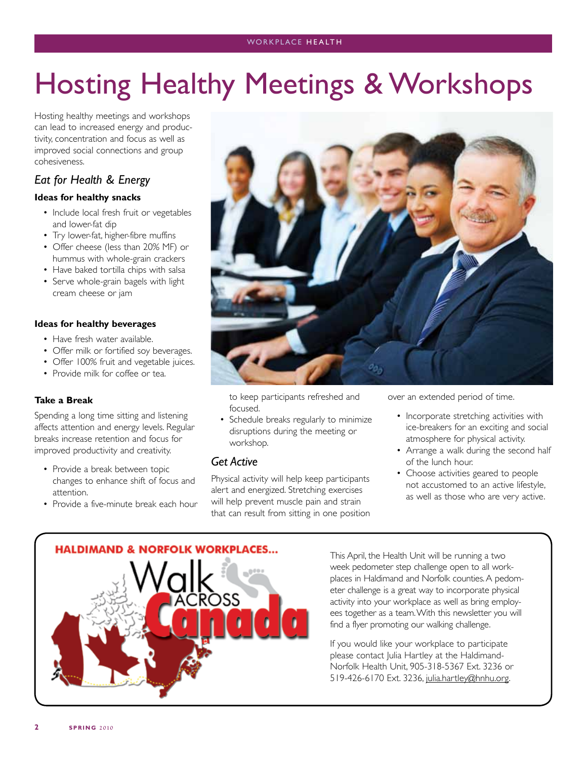# Hosting Healthy Meetings & Workshops

Hosting healthy meetings and workshops can lead to increased energy and productivity, concentration and focus as well as improved social connections and group cohesiveness.

## *Eat for Health & Energy*

### Ideas for healthy snacks

- Include local fresh fruit or vegetables and lower-fat dip
- Try lower-fat, higher-fibre muffins
- Offer cheese (less than 20% MF) or hummus with whole-grain crackers
- Have baked tortilla chips with salsa
- Serve whole-grain bagels with light cream cheese or jam

### Ideas for healthy beverages

- Have fresh water available.
- Offer milk or fortified soy beverages.
- Offer 100% fruit and vegetable juices.
- Provide milk for coffee or tea.

### Take a Break

Spending a long time sitting and listening affects attention and energy levels. Regular breaks increase retention and focus for improved productivity and creativity.

- Provide a break between topic changes to enhance shift of focus and attention.
- Provide a five-minute break each hour to keep participants refreshed and focused.
- Schedule breaks regularly to minimize disruptions during the meeting or workshop.

## *Get Active*

Physical activity will help keep participants alert and energized. Stretching exercises will help prevent muscle pain and strain that can result from sitting in one position over an extended period of time.

- Incorporate stretching activities with ice-breakers for an exciting and social atmosphere for physical activity.
- Arrange a walk during the second half of the lunch hour.
- Choose activities geared to people not accustomed to an active lifestyle, as well as those who are very active.

**HALDIMAND & NORFOLK WORKPLACES... Walk ACROSS Canada**

This April, the Health Unit will be running a two week pedometer step challenge open to all workplaces in Haldimand and Norfolk counties. A pedometer challenge is a great way to incorporate physical activity into your workplace as well as bring employees together as a team. With this newsletter you will find a flyer promoting our walking challenge.

If you would like your workplace to participate please contact Julia Hartley at the Haldimand-Norfolk Health Unit, 905-318-5367 Ext. 3236 or 519-426-6170 Ext. 3236, julia.hartley@hnhu.org.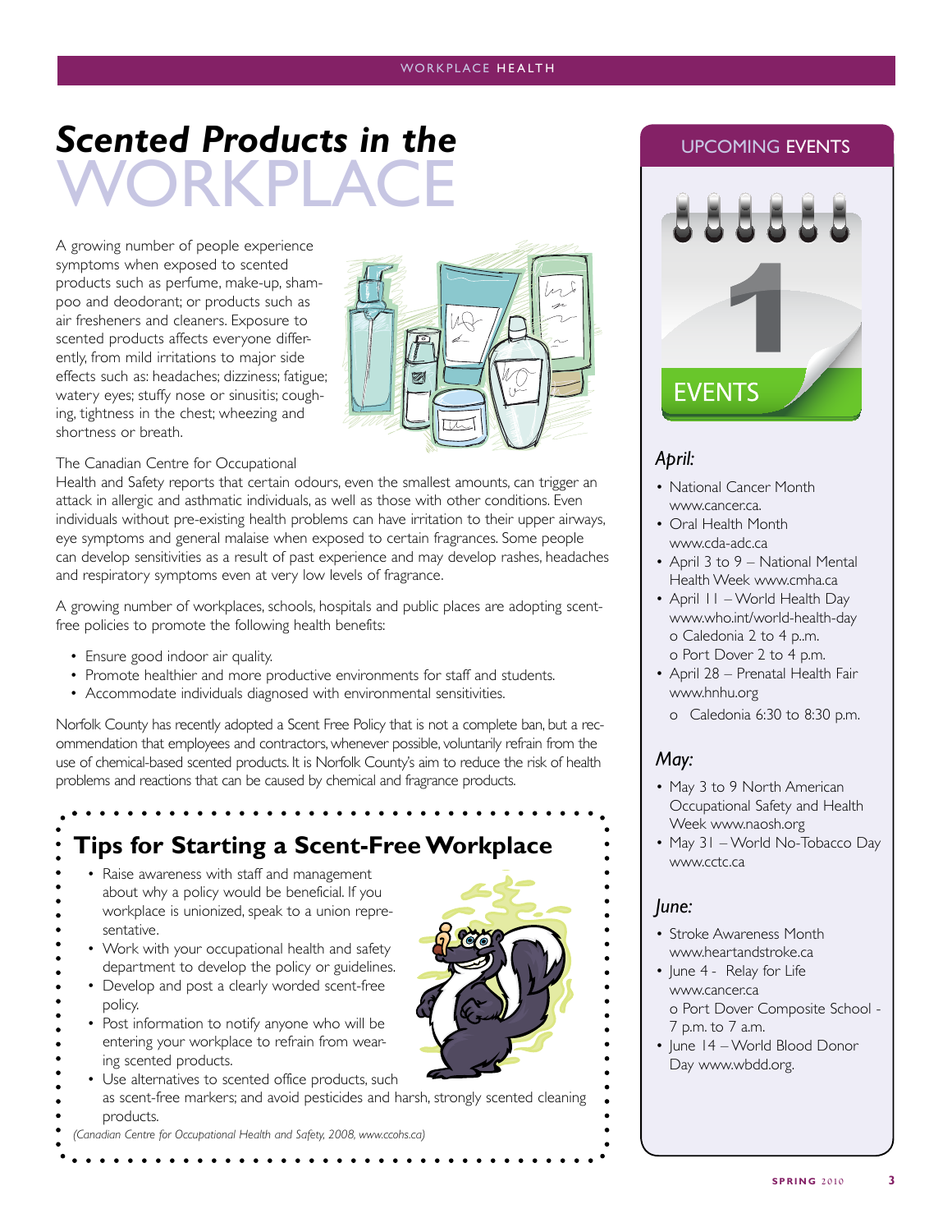# *Scented Products in the* WORKPLACE

A growing number of people experience symptoms when exposed to scented products such as perfume, make-up, shampoo and deodorant; or products such as air fresheners and cleaners. Exposure to scented products affects everyone differently, from mild irritations to major side effects such as: headaches; dizziness; fatigue; watery eyes; stuffy nose or sinusitis; coughing, tightness in the chest; wheezing and shortness or breath.

The Canadian Centre for Occupational Health and Safety reports that certain odours, even the smallest amounts, can trigger an attack in allergic and asthmatic individuals, as well as those with other conditions. Even individuals without pre-existing health problems can have irritation to their upper airways, eye symptoms and general malaise when exposed to certain fragrances. Some people can develop sensitivities as a result of past experience and may develop rashes, headaches and respiratory symptoms even at very low levels of fragrance.

A growing number of workplaces, schools, hospitals and public places are adopting scent-free policies to promote the following health benefits:

- Ensure good indoor air quality.
- Promote healthier and more productive environments for staff and students.
- Accommodate individuals diagnosed with environmental sensitivities.

Norfolk County has recently adopted a Scent Free Policy that is not a complete ban, but a recommendation that employees and contractors, whenever possible, voluntarily refrain from the use of chemical-based scented products. It is Norfolk County's aim to reduce the risk of health problems and reactions that can be caused by chemical and fragrance products.

## Tips for Starting a Scent-Free Workplace

- Raise awareness with staff and management about why a policy would be beneficial. If you workplace is unionized, speak to a union representative.
- Work with your occupational health and safety department to develop the policy or guidelines.
- Develop and post a clearly worded scent-free policy.
- Post information to notify anyone who will be entering your workplace to refrain from wearing scented products.
- Use alternatives to scented office products, such as scent-free markers; and avoid pesticides and harsh, strongly scented cleaning products.

*(Canadian Centre for Occupational Health and Safety, 2008, www.ccohs.ca)*

## UPCOMING EVENTS

### *April:*

- National Cancer Month www.cancer.ca.
- Oral Health Month www.cda-adc.ca
- April 3 to 9 – National Mental Health Week www.cmha.ca
- April 11 – World Health Day www.who.int/world-health-day
  - o Caledonia 2 to 4 p..m.
  - o Port Dover 2 to 4 p.m.
- April 28 – Prenatal Health Fair www.hnhu.org
  - o Caledonia 6:30 to 8:30 p.m.

### *May:*

- May 3 to 9 North American Occupational Safety and Health Week www.naosh.org
- May 31 – World No-Tobacco Day www.cctc.ca

### *June:*

- Stroke Awareness Month www.heartandstroke.ca
- June 4 - Relay for Life www.cancer.ca
  - o Port Dover Composite School - 7 p.m. to 7 a.m.
- June 14 – World Blood Donor Day www.wbdd.org.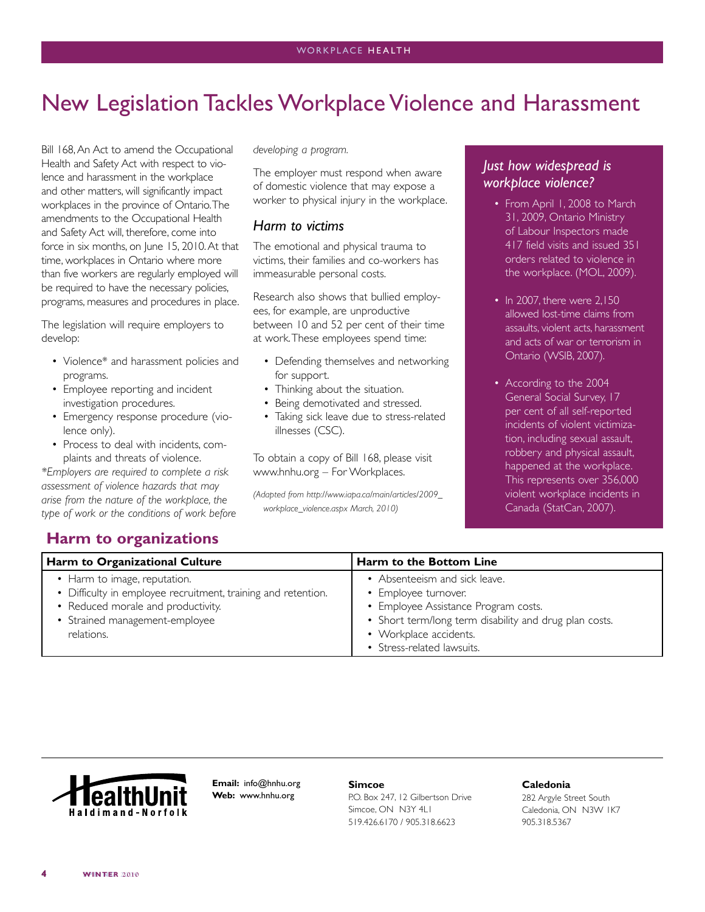# New Legislation Tackles Workplace Violence and Harassment

Bill 168, An Act to amend the Occupational Health and Safety Act with respect to violence and harassment in the workplace and other matters, will significantly impact workplaces in the province of Ontario. The amendments to the Occupational Health and Safety Act will, therefore, come into force in six months, on June 15, 2010. At that time, workplaces in Ontario where more than five workers are regularly employed will be required to have the necessary policies, programs, measures and procedures in place.

The legislation will require employers to develop:

- Violence* and harassment policies and programs.
- Employee reporting and incident investigation procedures.
- Emergency response procedure (violence only).
- Process to deal with incidents, complaints and threats of violence.

*\*Employers are required to complete a risk assessment of violence hazards that may arise from the nature of the workplace, the type of work or the conditions of work before developing a program.*

The employer must respond when aware of domestic violence that may expose a worker to physical injury in the workplace.

### *Harm to victims*

The emotional and physical trauma to victims, their families and co-workers has immeasurable personal costs.

Research also shows that bullied employees, for example, are unproductive between 10 and 52 per cent of their time at work. These employees spend time:

- Defending themselves and networking for support.
- Thinking about the situation.
- Being demotivated and stressed.
- Taking sick leave due to stress-related illnesses (CSC).

To obtain a copy of Bill 168, please visit www.hnhu.org – For Workplaces.

*(Adapted from http://www.iapa.ca/main/articles/2009_workplace_violence.aspx March, 2010)*

### *Just how widespread is workplace violence?*

- From April 1, 2008 to March 31, 2009, Ontario Ministry of Labour Inspectors made 417 field visits and issued 351 orders related to violence in the workplace. (MOL, 2009).
- In 2007, there were 2,150 allowed lost-time claims from assaults, violent acts, harassment and acts of war or terrorism in Ontario (WSIB, 2007).
- According to the 2004 General Social Survey, 17 per cent of all self-reported incidents of violent victimization, including sexual assault, robbery and physical assault, happened at the workplace. This represents over 356,000 violent workplace incidents in Canada (StatCan, 2007).

## Harm to organizations

| Harm to Organizational Culture | Harm to the Bottom Line |
|---|---|
| • Harm to image, reputation.<br>• Difficulty in employee recruitment, training and retention.<br>• Reduced morale and productivity.<br>• Strained management-employee relations. | • Absenteeism and sick leave.<br>• Employee turnover.<br>• Employee Assistance Program costs.<br>• Short term/long term disability and drug plan costs.<br>• Workplace accidents.<br>• Stress-related lawsuits. |

HealthUnit Haldimand-Norfolk

**Email:** info@hnhu.org
**Web:** www.hnhu.org

**Simcoe**
P.O. Box 247, 12 Gilbertson Drive
Simcoe, ON N3Y 4L1
519.426.6170 / 905.318.6623

**Caledonia**
282 Argyle Street South
Caledonia, ON N3W 1K7
905.318.5367